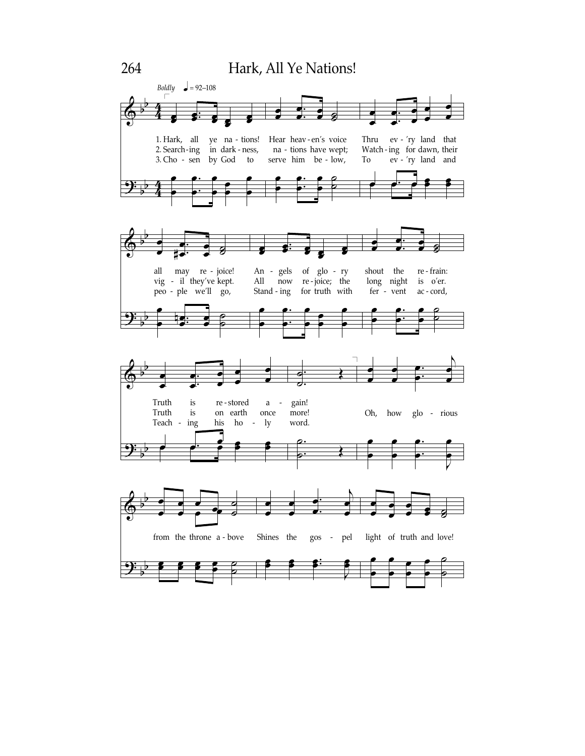# Hark, All Ye Nations!

*Boldly* ♩ = 92–108

1. Hark, all ye nations! Hear heaven's voice
Thru ev'ry land that all may rejoice!
Angels of glory shout the refrain:
Truth is restored again!

2. Searching in darkness, nations have wept;
Watching for dawn, their vigil they've kept.
All now rejoice; the long night is o'er.
Truth is on earth once more!

3. Chosen by God to serve him below,
To ev'ry land and people we'll go,
Standing for truth with fervent accord,
Teaching his holy word.

Oh, how glorious from the throne above
Shines the gospel light of truth and love!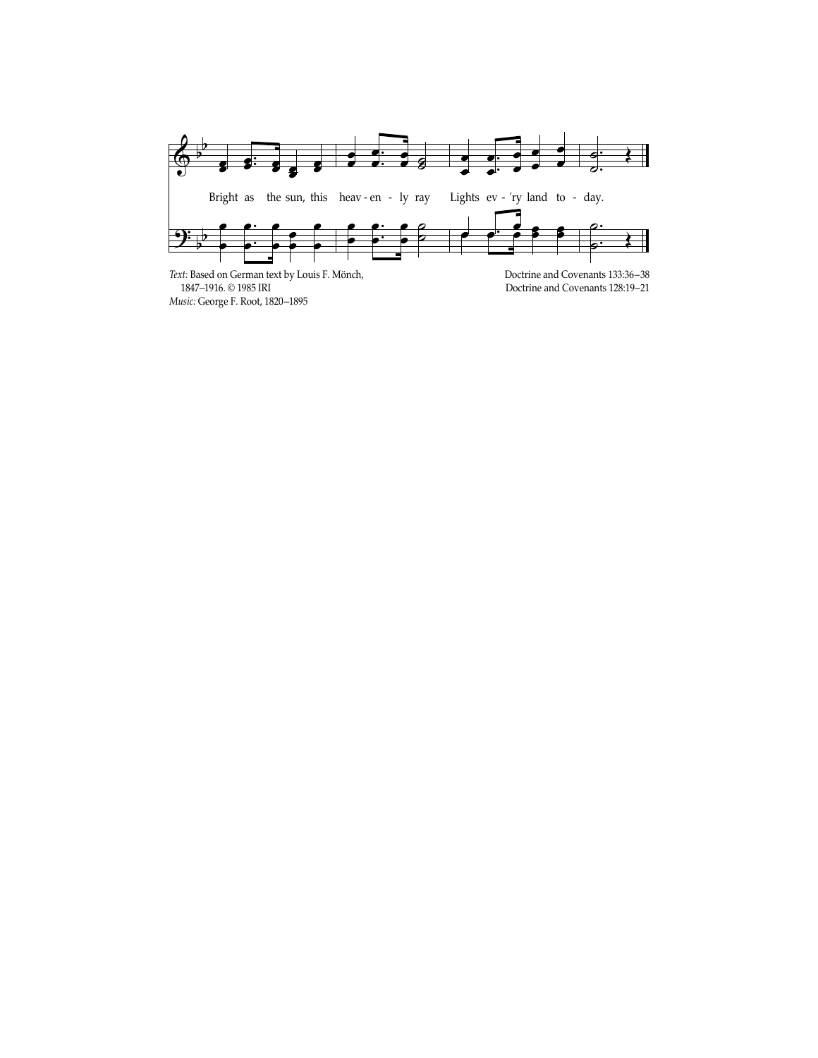Bright as the sun, this heav - en - ly ray Lights ev - 'ry land to - day.

*Text:* Based on German text by Louis F. Mönch, 1847–1916. © 1985 IRI
*Music:* George F. Root, 1820–1895

Doctrine and Covenants 133:36–38
Doctrine and Covenants 128:19–21